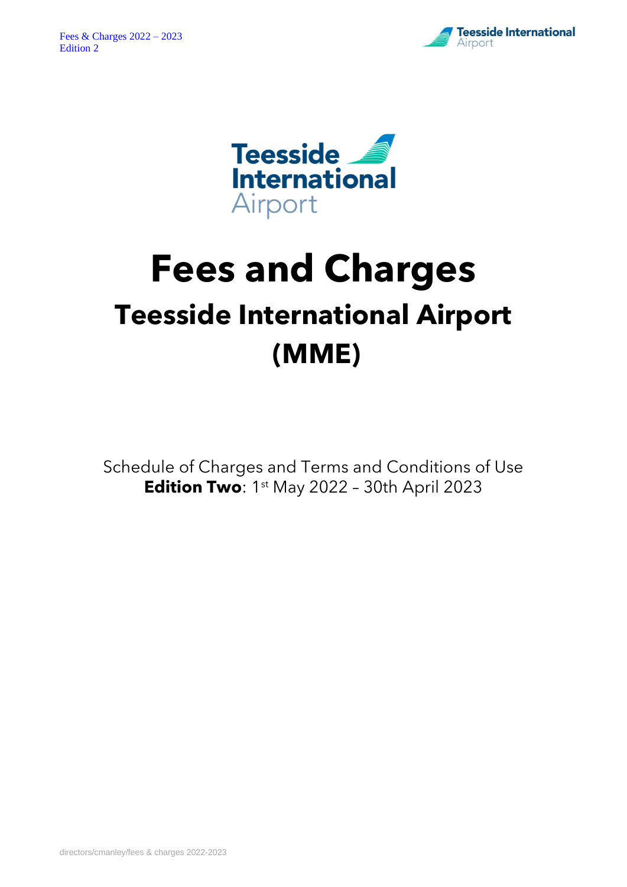# Fees and Charges

## Teesside International Airport (MME)

Schedule of Charges and Terms and Conditions of Use

**Edition Two**: 1st May 2022 – 30th April 2023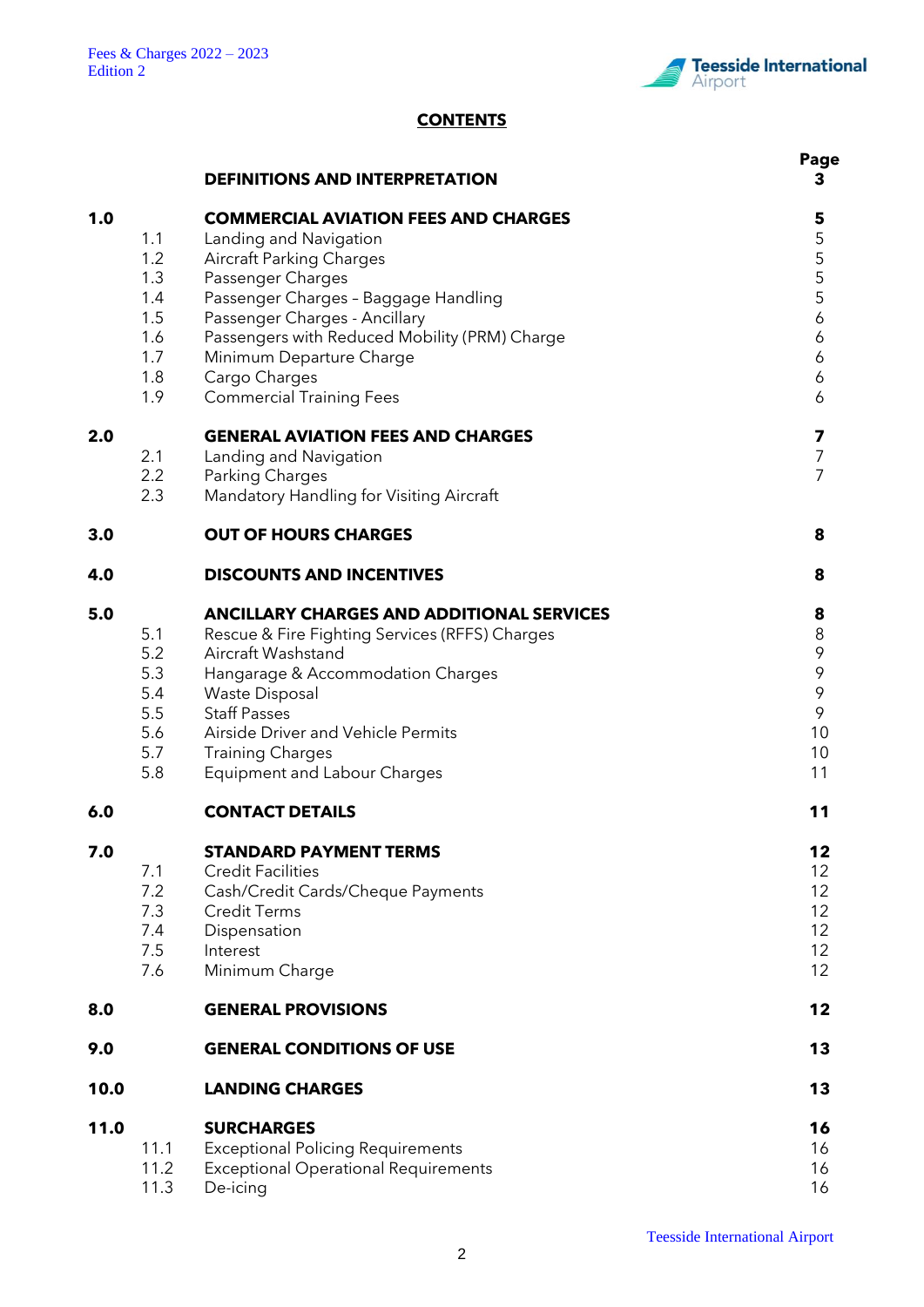## CONTENTS

| | | | Page |
|---|---|---|---|
| | | **DEFINITIONS AND INTERPRETATION** | **3** |
| **1.0** | | **COMMERCIAL AVIATION FEES AND CHARGES** | **5** |
| | 1.1 | Landing and Navigation | 5 |
| | 1.2 | Aircraft Parking Charges | 5 |
| | 1.3 | Passenger Charges | 5 |
| | 1.4 | Passenger Charges – Baggage Handling | 5 |
| | 1.5 | Passenger Charges - Ancillary | 6 |
| | 1.6 | Passengers with Reduced Mobility (PRM) Charge | 6 |
| | 1.7 | Minimum Departure Charge | 6 |
| | 1.8 | Cargo Charges | 6 |
| | 1.9 | Commercial Training Fees | 6 |
| **2.0** | | **GENERAL AVIATION FEES AND CHARGES** | **7** |
| | 2.1 | Landing and Navigation | 7 |
| | 2.2 | Parking Charges | 7 |
| | 2.3 | Mandatory Handling for Visiting Aircraft | |
| **3.0** | | **OUT OF HOURS CHARGES** | **8** |
| **4.0** | | **DISCOUNTS AND INCENTIVES** | **8** |
| **5.0** | | **ANCILLARY CHARGES AND ADDITIONAL SERVICES** | **8** |
| | 5.1 | Rescue & Fire Fighting Services (RFFS) Charges | 8 |
| | 5.2 | Aircraft Washstand | 9 |
| | 5.3 | Hangarage & Accommodation Charges | 9 |
| | 5.4 | Waste Disposal | 9 |
| | 5.5 | Staff Passes | 9 |
| | 5.6 | Airside Driver and Vehicle Permits | 10 |
| | 5.7 | Training Charges | 10 |
| | 5.8 | Equipment and Labour Charges | 11 |
| **6.0** | | **CONTACT DETAILS** | **11** |
| **7.0** | | **STANDARD PAYMENT TERMS** | **12** |
| | 7.1 | Credit Facilities | 12 |
| | 7.2 | Cash/Credit Cards/Cheque Payments | 12 |
| | 7.3 | Credit Terms | 12 |
| | 7.4 | Dispensation | 12 |
| | 7.5 | Interest | 12 |
| | 7.6 | Minimum Charge | 12 |
| **8.0** | | **GENERAL PROVISIONS** | **12** |
| **9.0** | | **GENERAL CONDITIONS OF USE** | **13** |
| **10.0** | | **LANDING CHARGES** | **13** |
| **11.0** | | **SURCHARGES** | **16** |
| | 11.1 | Exceptional Policing Requirements | 16 |
| | 11.2 | Exceptional Operational Requirements | 16 |
| | 11.3 | De-icing | 16 |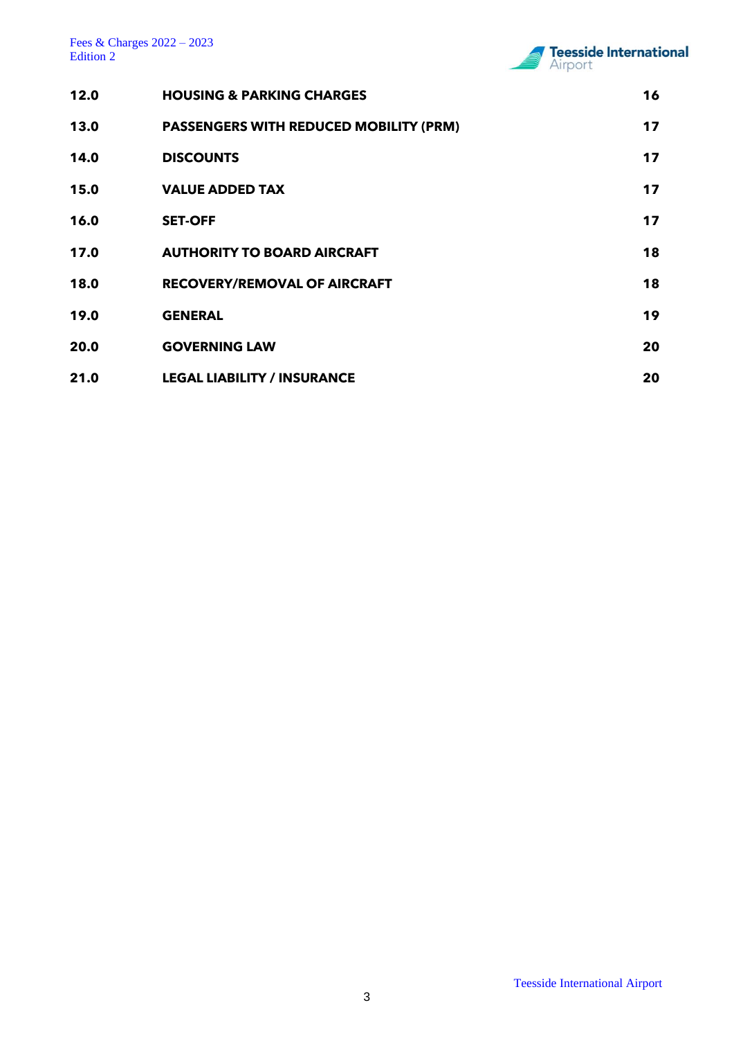| | | |
|---|---|---|
| **12.0** | **HOUSING & PARKING CHARGES** | **16** |
| **13.0** | **PASSENGERS WITH REDUCED MOBILITY (PRM)** | **17** |
| **14.0** | **DISCOUNTS** | **17** |
| **15.0** | **VALUE ADDED TAX** | **17** |
| **16.0** | **SET-OFF** | **17** |
| **17.0** | **AUTHORITY TO BOARD AIRCRAFT** | **18** |
| **18.0** | **RECOVERY/REMOVAL OF AIRCRAFT** | **18** |
| **19.0** | **GENERAL** | **19** |
| **20.0** | **GOVERNING LAW** | **20** |
| **21.0** | **LEGAL LIABILITY / INSURANCE** | **20** |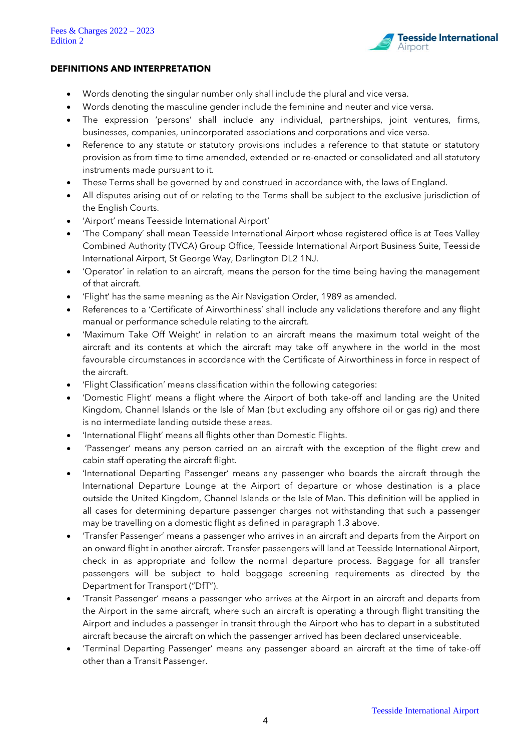## DEFINITIONS AND INTERPRETATION

- Words denoting the singular number only shall include the plural and vice versa.
- Words denoting the masculine gender include the feminine and neuter and vice versa.
- The expression 'persons' shall include any individual, partnerships, joint ventures, firms, businesses, companies, unincorporated associations and corporations and vice versa.
- Reference to any statute or statutory provisions includes a reference to that statute or statutory provision as from time to time amended, extended or re-enacted or consolidated and all statutory instruments made pursuant to it.
- These Terms shall be governed by and construed in accordance with, the laws of England.
- All disputes arising out of or relating to the Terms shall be subject to the exclusive jurisdiction of the English Courts.
- 'Airport' means Teesside International Airport'
- 'The Company' shall mean Teesside International Airport whose registered office is at Tees Valley Combined Authority (TVCA) Group Office, Teesside International Airport Business Suite, Teesside International Airport, St George Way, Darlington DL2 1NJ.
- 'Operator' in relation to an aircraft, means the person for the time being having the management of that aircraft.
- 'Flight' has the same meaning as the Air Navigation Order, 1989 as amended.
- References to a 'Certificate of Airworthiness' shall include any validations therefore and any flight manual or performance schedule relating to the aircraft.
- 'Maximum Take Off Weight' in relation to an aircraft means the maximum total weight of the aircraft and its contents at which the aircraft may take off anywhere in the world in the most favourable circumstances in accordance with the Certificate of Airworthiness in force in respect of the aircraft.
- 'Flight Classification' means classification within the following categories:
- 'Domestic Flight' means a flight where the Airport of both take-off and landing are the United Kingdom, Channel Islands or the Isle of Man (but excluding any offshore oil or gas rig) and there is no intermediate landing outside these areas.
- 'International Flight' means all flights other than Domestic Flights.
- 'Passenger' means any person carried on an aircraft with the exception of the flight crew and cabin staff operating the aircraft flight.
- 'International Departing Passenger' means any passenger who boards the aircraft through the International Departure Lounge at the Airport of departure or whose destination is a place outside the United Kingdom, Channel Islands or the Isle of Man. This definition will be applied in all cases for determining departure passenger charges not withstanding that such a passenger may be travelling on a domestic flight as defined in paragraph 1.3 above.
- 'Transfer Passenger' means a passenger who arrives in an aircraft and departs from the Airport on an onward flight in another aircraft. Transfer passengers will land at Teesside International Airport, check in as appropriate and follow the normal departure process. Baggage for all transfer passengers will be subject to hold baggage screening requirements as directed by the Department for Transport ("DfT").
- 'Transit Passenger' means a passenger who arrives at the Airport in an aircraft and departs from the Airport in the same aircraft, where such an aircraft is operating a through flight transiting the Airport and includes a passenger in transit through the Airport who has to depart in a substituted aircraft because the aircraft on which the passenger arrived has been declared unserviceable.
- 'Terminal Departing Passenger' means any passenger aboard an aircraft at the time of take-off other than a Transit Passenger.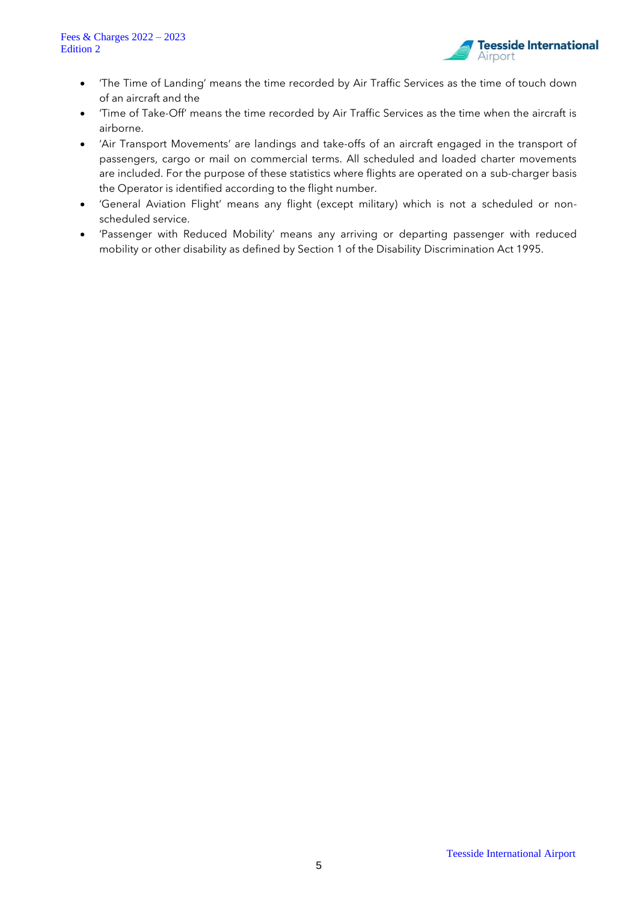- 'The Time of Landing' means the time recorded by Air Traffic Services as the time of touch down of an aircraft and the
- 'Time of Take-Off' means the time recorded by Air Traffic Services as the time when the aircraft is airborne.
- 'Air Transport Movements' are landings and take-offs of an aircraft engaged in the transport of passengers, cargo or mail on commercial terms. All scheduled and loaded charter movements are included. For the purpose of these statistics where flights are operated on a sub-charger basis the Operator is identified according to the flight number.
- 'General Aviation Flight' means any flight (except military) which is not a scheduled or non-scheduled service.
- 'Passenger with Reduced Mobility' means any arriving or departing passenger with reduced mobility or other disability as defined by Section 1 of the Disability Discrimination Act 1995.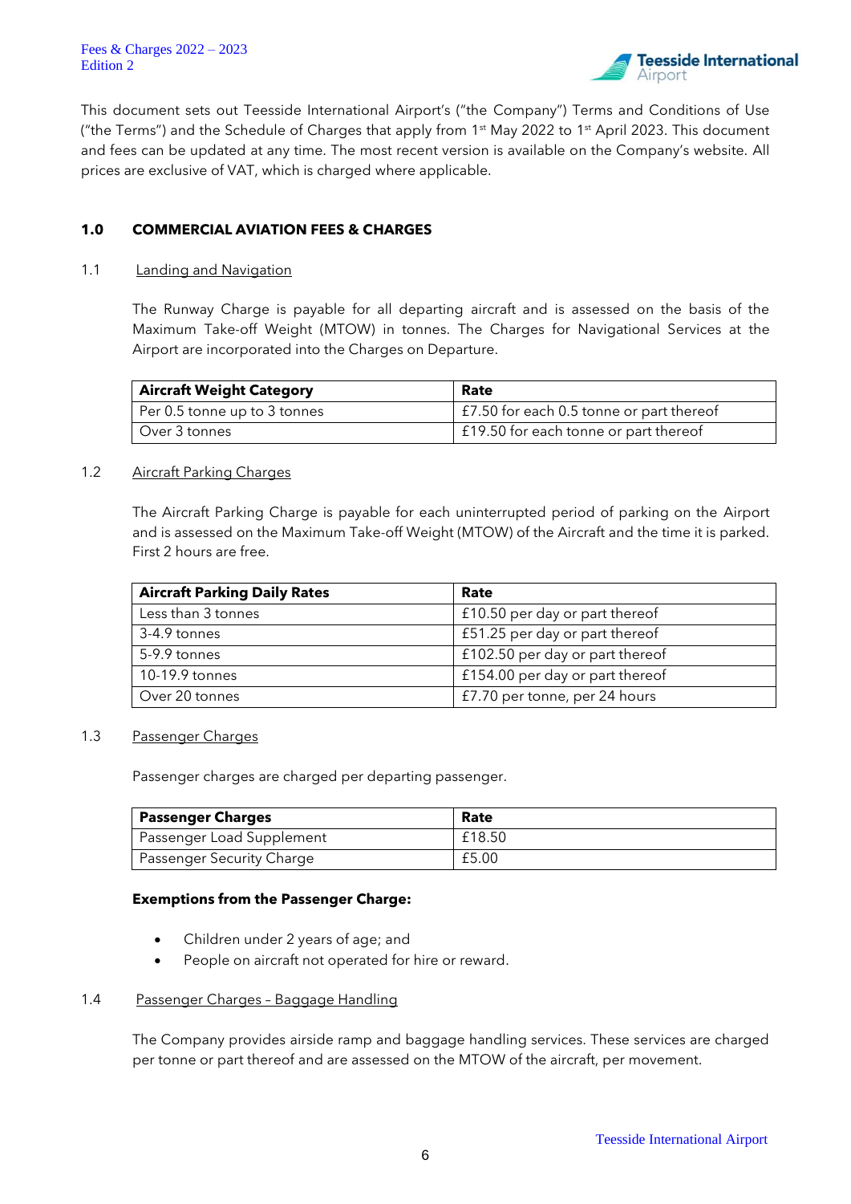This document sets out Teesside International Airport's ("the Company") Terms and Conditions of Use ("the Terms") and the Schedule of Charges that apply from 1st May 2022 to 1st April 2023. This document and fees can be updated at any time. The most recent version is available on the Company's website. All prices are exclusive of VAT, which is charged where applicable.

## 1.0 COMMERCIAL AVIATION FEES & CHARGES

### 1.1 Landing and Navigation

The Runway Charge is payable for all departing aircraft and is assessed on the basis of the Maximum Take-off Weight (MTOW) in tonnes. The Charges for Navigational Services at the Airport are incorporated into the Charges on Departure.

| Aircraft Weight Category | Rate |
|---|---|
| Per 0.5 tonne up to 3 tonnes | £7.50 for each 0.5 tonne or part thereof |
| Over 3 tonnes | £19.50 for each tonne or part thereof |

### 1.2 Aircraft Parking Charges

The Aircraft Parking Charge is payable for each uninterrupted period of parking on the Airport and is assessed on the Maximum Take-off Weight (MTOW) of the Aircraft and the time it is parked. First 2 hours are free.

| Aircraft Parking Daily Rates | Rate |
|---|---|
| Less than 3 tonnes | £10.50 per day or part thereof |
| 3-4.9 tonnes | £51.25 per day or part thereof |
| 5-9.9 tonnes | £102.50 per day or part thereof |
| 10-19.9 tonnes | £154.00 per day or part thereof |
| Over 20 tonnes | £7.70 per tonne, per 24 hours |

### 1.3 Passenger Charges

Passenger charges are charged per departing passenger.

| Passenger Charges | Rate |
|---|---|
| Passenger Load Supplement | £18.50 |
| Passenger Security Charge | £5.00 |

**Exemptions from the Passenger Charge:**

- Children under 2 years of age; and
- People on aircraft not operated for hire or reward.

### 1.4 Passenger Charges – Baggage Handling

The Company provides airside ramp and baggage handling services. These services are charged per tonne or part thereof and are assessed on the MTOW of the aircraft, per movement.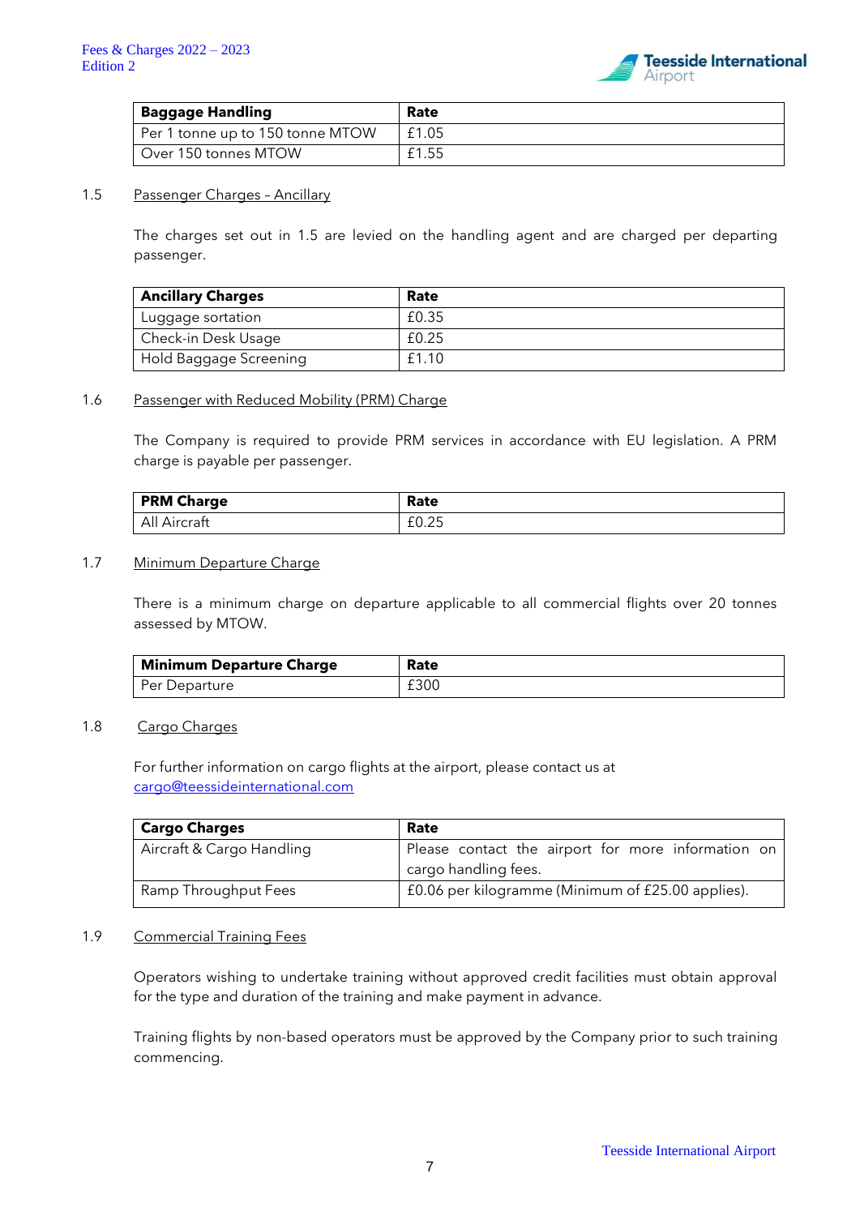| Baggage Handling | Rate |
| --- | --- |
| Per 1 tonne up to 150 tonne MTOW | £1.05 |
| Over 150 tonnes MTOW | £1.55 |

### 1.5 Passenger Charges – Ancillary

The charges set out in 1.5 are levied on the handling agent and are charged per departing passenger.

| Ancillary Charges | Rate |
| --- | --- |
| Luggage sortation | £0.35 |
| Check-in Desk Usage | £0.25 |
| Hold Baggage Screening | £1.10 |

### 1.6 Passenger with Reduced Mobility (PRM) Charge

The Company is required to provide PRM services in accordance with EU legislation. A PRM charge is payable per passenger.

| PRM Charge | Rate |
| --- | --- |
| All Aircraft | £0.25 |

### 1.7 Minimum Departure Charge

There is a minimum charge on departure applicable to all commercial flights over 20 tonnes assessed by MTOW.

| Minimum Departure Charge | Rate |
| --- | --- |
| Per Departure | £300 |

### 1.8 Cargo Charges

For further information on cargo flights at the airport, please contact us at cargo@teessideinternational.com

| Cargo Charges | Rate |
| --- | --- |
| Aircraft & Cargo Handling | Please contact the airport for more information on cargo handling fees. |
| Ramp Throughput Fees | £0.06 per kilogramme (Minimum of £25.00 applies). |

### 1.9 Commercial Training Fees

Operators wishing to undertake training without approved credit facilities must obtain approval for the type and duration of the training and make payment in advance.

Training flights by non-based operators must be approved by the Company prior to such training commencing.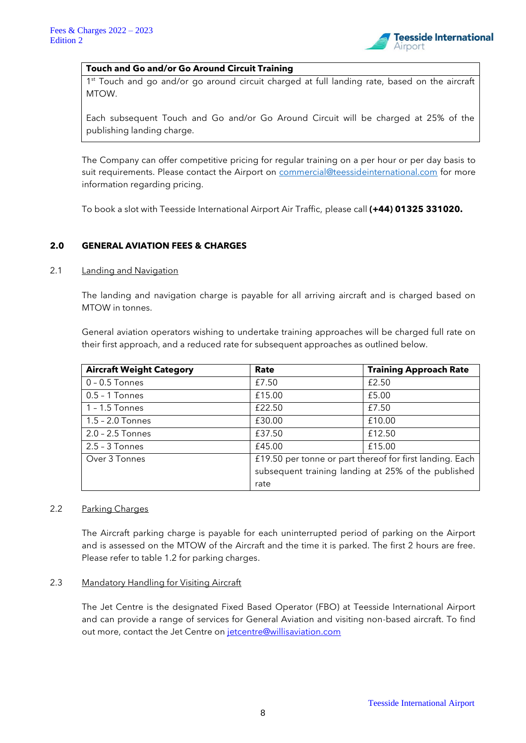| Touch and Go and/or Go Around Circuit Training |
| --- |
| 1st Touch and go and/or go around circuit charged at full landing rate, based on the aircraft MTOW.<br><br>Each subsequent Touch and Go and/or Go Around Circuit will be charged at 25% of the publishing landing charge. |

The Company can offer competitive pricing for regular training on a per hour or per day basis to suit requirements. Please contact the Airport on [commercial@teessideinternational.com](mailto:commercial@teessideinternational.com) for more information regarding pricing.

To book a slot with Teesside International Airport Air Traffic, please call **(+44) 01325 331020.**

## 2.0 GENERAL AVIATION FEES & CHARGES

### 2.1 Landing and Navigation

The landing and navigation charge is payable for all arriving aircraft and is charged based on MTOW in tonnes.

General aviation operators wishing to undertake training approaches will be charged full rate on their first approach, and a reduced rate for subsequent approaches as outlined below.

| Aircraft Weight Category | Rate | Training Approach Rate |
| --- | --- | --- |
| 0 - 0.5 Tonnes | £7.50 | £2.50 |
| 0.5 - 1 Tonnes | £15.00 | £5.00 |
| 1 - 1.5 Tonnes | £22.50 | £7.50 |
| 1.5 - 2.0 Tonnes | £30.00 | £10.00 |
| 2.0 - 2.5 Tonnes | £37.50 | £12.50 |
| 2.5 - 3 Tonnes | £45.00 | £15.00 |
| Over 3 Tonnes | £19.50 per tonne or part thereof for first landing. Each subsequent training landing at 25% of the published rate | |

### 2.2 Parking Charges

The Aircraft parking charge is payable for each uninterrupted period of parking on the Airport and is assessed on the MTOW of the Aircraft and the time it is parked. The first 2 hours are free. Please refer to table 1.2 for parking charges.

### 2.3 Mandatory Handling for Visiting Aircraft

The Jet Centre is the designated Fixed Based Operator (FBO) at Teesside International Airport and can provide a range of services for General Aviation and visiting non-based aircraft. To find out more, contact the Jet Centre on [jetcentre@willisaviation.com](mailto:jetcentre@willisaviation.com)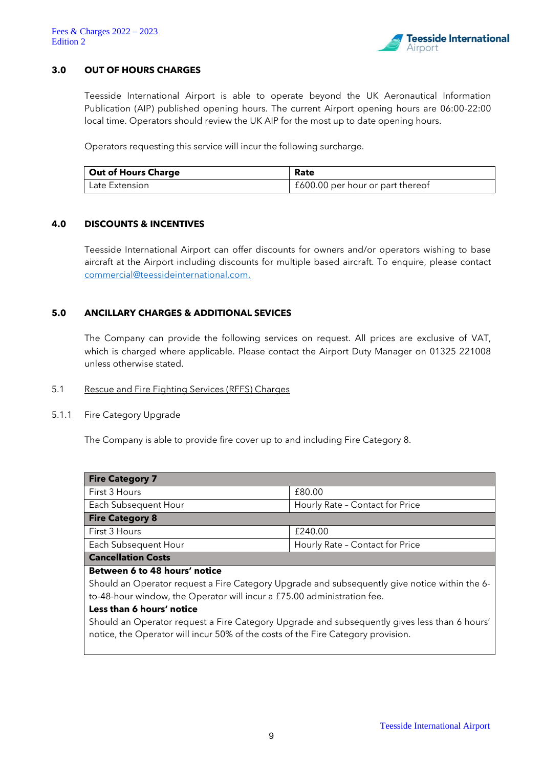## 3.0 OUT OF HOURS CHARGES

Teesside International Airport is able to operate beyond the UK Aeronautical Information Publication (AIP) published opening hours. The current Airport opening hours are 06:00-22:00 local time. Operators should review the UK AIP for the most up to date opening hours.

Operators requesting this service will incur the following surcharge.

| Out of Hours Charge | Rate |
|---|---|
| Late Extension | £600.00 per hour or part thereof |

## 4.0 DISCOUNTS & INCENTIVES

Teesside International Airport can offer discounts for owners and/or operators wishing to base aircraft at the Airport including discounts for multiple based aircraft. To enquire, please contact commercial@teessideinternational.com.

## 5.0 ANCILLARY CHARGES & ADDITIONAL SEVICES

The Company can provide the following services on request. All prices are exclusive of VAT, which is charged where applicable. Please contact the Airport Duty Manager on 01325 221008 unless otherwise stated.

### 5.1 Rescue and Fire Fighting Services (RFFS) Charges

#### 5.1.1 Fire Category Upgrade

The Company is able to provide fire cover up to and including Fire Category 8.

| **Fire Category 7** | |
|---|---|
| First 3 Hours | £80.00 |
| Each Subsequent Hour | Hourly Rate - Contact for Price |
| **Fire Category 8** | |
| First 3 Hours | £240.00 |
| Each Subsequent Hour | Hourly Rate - Contact for Price |
| **Cancellation Costs** | |
| **Between 6 to 48 hours' notice**<br>Should an Operator request a Fire Category Upgrade and subsequently give notice within the 6-to-48-hour window, the Operator will incur a £75.00 administration fee.<br>**Less than 6 hours' notice**<br>Should an Operator request a Fire Category Upgrade and subsequently gives less than 6 hours' notice, the Operator will incur 50% of the costs of the Fire Category provision. | |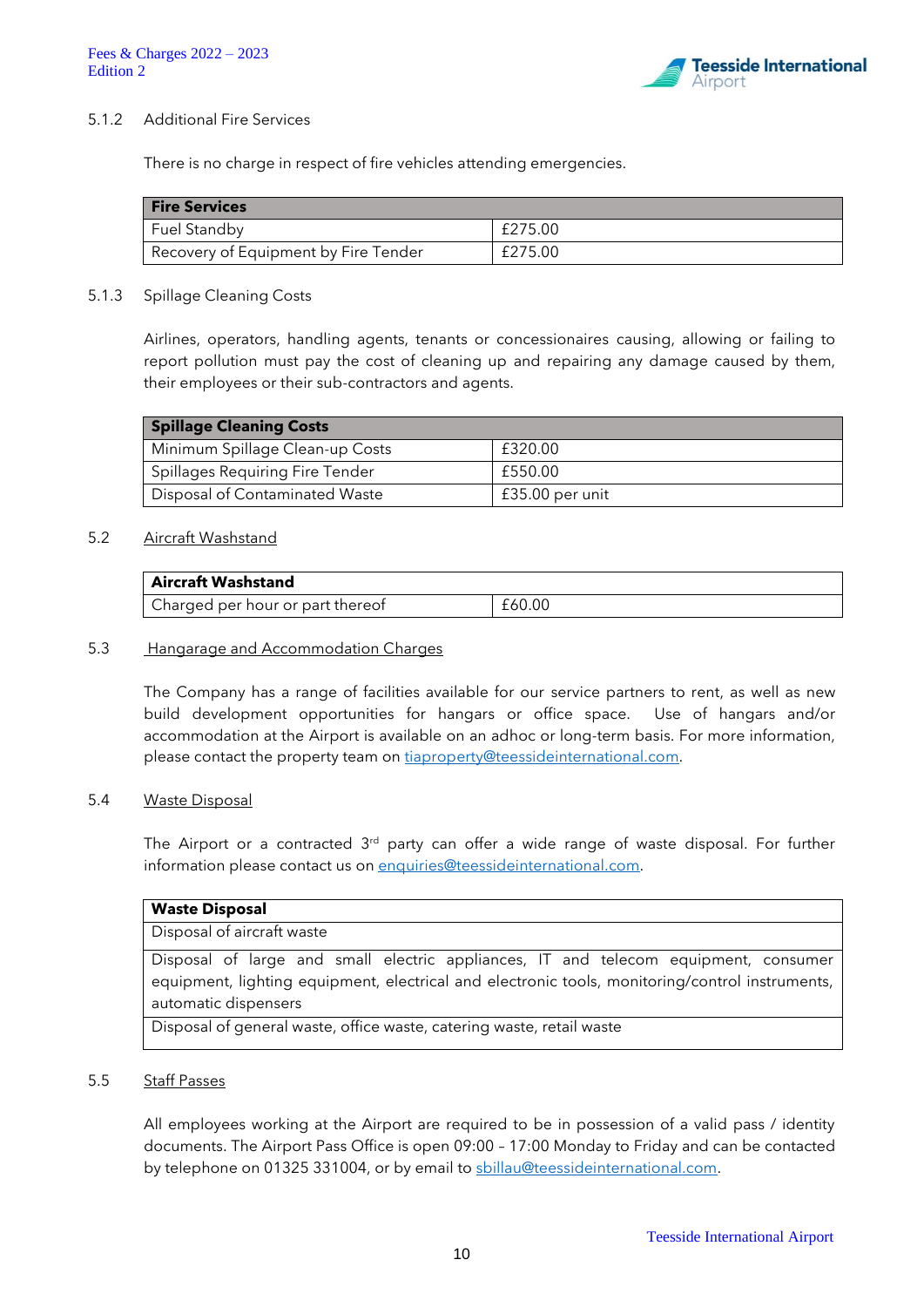5.1.2 Additional Fire Services

There is no charge in respect of fire vehicles attending emergencies.

| Fire Services | |
|---|---|
| Fuel Standby | £275.00 |
| Recovery of Equipment by Fire Tender | £275.00 |

5.1.3 Spillage Cleaning Costs

Airlines, operators, handling agents, tenants or concessionaires causing, allowing or failing to report pollution must pay the cost of cleaning up and repairing any damage caused by them, their employees or their sub-contractors and agents.

| Spillage Cleaning Costs | |
|---|---|
| Minimum Spillage Clean-up Costs | £320.00 |
| Spillages Requiring Fire Tender | £550.00 |
| Disposal of Contaminated Waste | £35.00 per unit |

## 5.2 Aircraft Washstand

| Aircraft Washstand | |
|---|---|
| Charged per hour or part thereof | £60.00 |

## 5.3 Hangarage and Accommodation Charges

The Company has a range of facilities available for our service partners to rent, as well as new build development opportunities for hangars or office space. Use of hangars and/or accommodation at the Airport is available on an adhoc or long-term basis. For more information, please contact the property team on tiaproperty@teessideinternational.com.

## 5.4 Waste Disposal

The Airport or a contracted 3rd party can offer a wide range of waste disposal. For further information please contact us on enquiries@teessideinternational.com.

| Waste Disposal |
|---|
| Disposal of aircraft waste |
| Disposal of large and small electric appliances, IT and telecom equipment, consumer equipment, lighting equipment, electrical and electronic tools, monitoring/control instruments, automatic dispensers |
| Disposal of general waste, office waste, catering waste, retail waste |

## 5.5 Staff Passes

All employees working at the Airport are required to be in possession of a valid pass / identity documents. The Airport Pass Office is open 09:00 – 17:00 Monday to Friday and can be contacted by telephone on 01325 331004, or by email to sbillau@teessideinternational.com.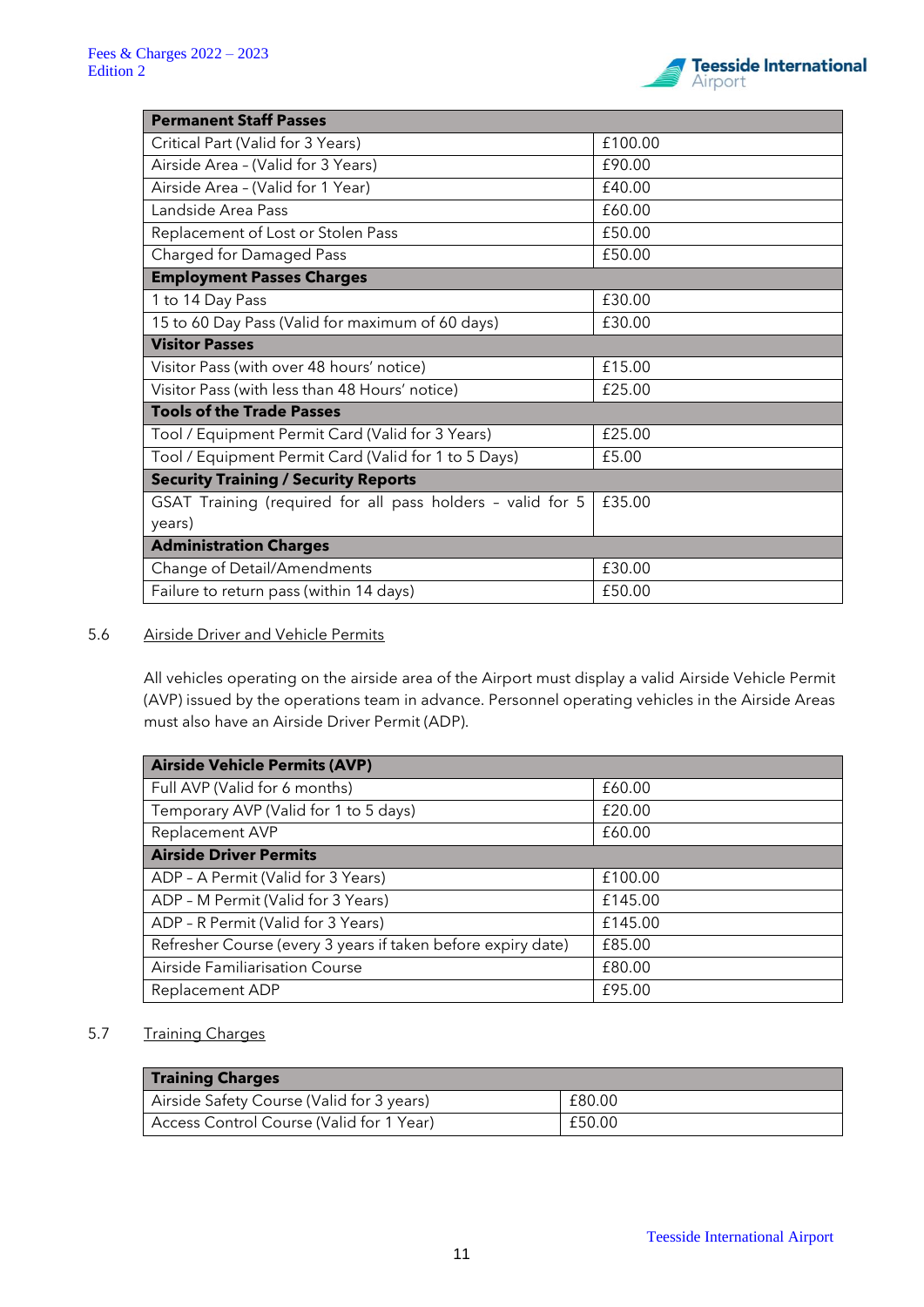| Permanent Staff Passes | |
|---|---|
| Critical Part (Valid for 3 Years) | £100.00 |
| Airside Area – (Valid for 3 Years) | £90.00 |
| Airside Area – (Valid for 1 Year) | £40.00 |
| Landside Area Pass | £60.00 |
| Replacement of Lost or Stolen Pass | £50.00 |
| Charged for Damaged Pass | £50.00 |
| **Employment Passes Charges** | |
| 1 to 14 Day Pass | £30.00 |
| 15 to 60 Day Pass (Valid for maximum of 60 days) | £30.00 |
| **Visitor Passes** | |
| Visitor Pass (with over 48 hours' notice) | £15.00 |
| Visitor Pass (with less than 48 Hours' notice) | £25.00 |
| **Tools of the Trade Passes** | |
| Tool / Equipment Permit Card (Valid for 3 Years) | £25.00 |
| Tool / Equipment Permit Card (Valid for 1 to 5 Days) | £5.00 |
| **Security Training / Security Reports** | |
| GSAT Training (required for all pass holders – valid for 5 years) | £35.00 |
| **Administration Charges** | |
| Change of Detail/Amendments | £30.00 |
| Failure to return pass (within 14 days) | £50.00 |

5.6 Airside Driver and Vehicle Permits

All vehicles operating on the airside area of the Airport must display a valid Airside Vehicle Permit (AVP) issued by the operations team in advance. Personnel operating vehicles in the Airside Areas must also have an Airside Driver Permit (ADP).

| Airside Vehicle Permits (AVP) | |
|---|---|
| Full AVP (Valid for 6 months) | £60.00 |
| Temporary AVP (Valid for 1 to 5 days) | £20.00 |
| Replacement AVP | £60.00 |
| **Airside Driver Permits** | |
| ADP – A Permit (Valid for 3 Years) | £100.00 |
| ADP – M Permit (Valid for 3 Years) | £145.00 |
| ADP – R Permit (Valid for 3 Years) | £145.00 |
| Refresher Course (every 3 years if taken before expiry date) | £85.00 |
| Airside Familiarisation Course | £80.00 |
| Replacement ADP | £95.00 |

5.7 Training Charges

| Training Charges | |
|---|---|
| Airside Safety Course (Valid for 3 years) | £80.00 |
| Access Control Course (Valid for 1 Year) | £50.00 |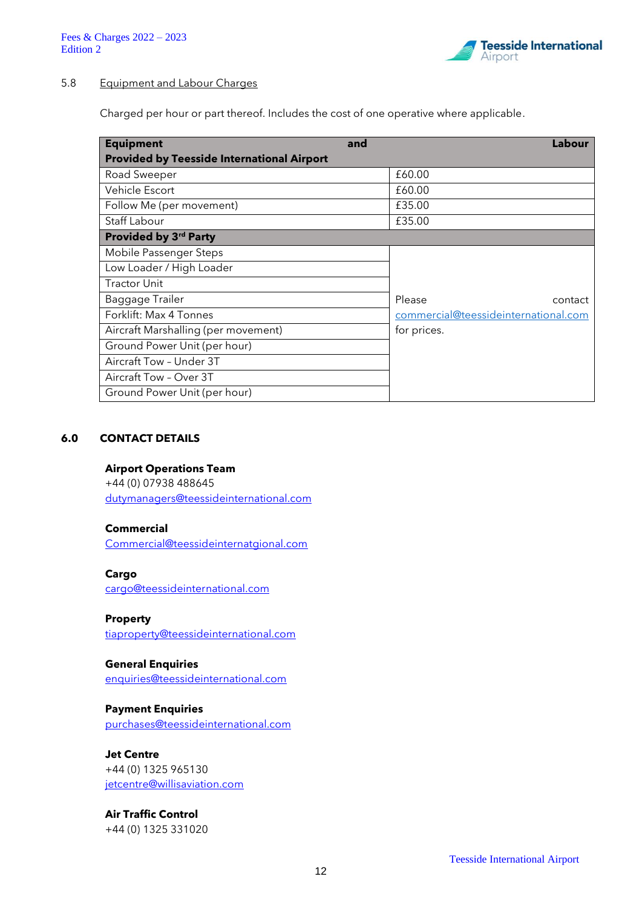## 5.8 Equipment and Labour Charges

Charged per hour or part thereof. Includes the cost of one operative where applicable.

| **Equipment and Labour** | |
|---|---|
| **Provided by Teesside International Airport** | |
| Road Sweeper | £60.00 |
| Vehicle Escort | £60.00 |
| Follow Me (per movement) | £35.00 |
| Staff Labour | £35.00 |
| **Provided by 3rd Party** | |
| Mobile Passenger Steps | Please contact commercial@teessideinternational.com for prices. |
| Low Loader / High Loader | |
| Tractor Unit | |
| Baggage Trailer | |
| Forklift: Max 4 Tonnes | |
| Aircraft Marshalling (per movement) | |
| Ground Power Unit (per hour) | |
| Aircraft Tow – Under 3T | |
| Aircraft Tow – Over 3T | |
| Ground Power Unit (per hour) | |

## 6.0 CONTACT DETAILS

**Airport Operations Team**
+44 (0) 07938 488645
dutymanagers@teessideinternational.com

**Commercial**
Commercial@teessideinternatgional.com

**Cargo**
cargo@teessideinternational.com

**Property**
tiaproperty@teessideinternational.com

**General Enquiries**
enquiries@teessideinternational.com

**Payment Enquiries**
purchases@teessideinternational.com

**Jet Centre**
+44 (0) 1325 965130
jetcentre@willisaviation.com

**Air Traffic Control**
+44 (0) 1325 331020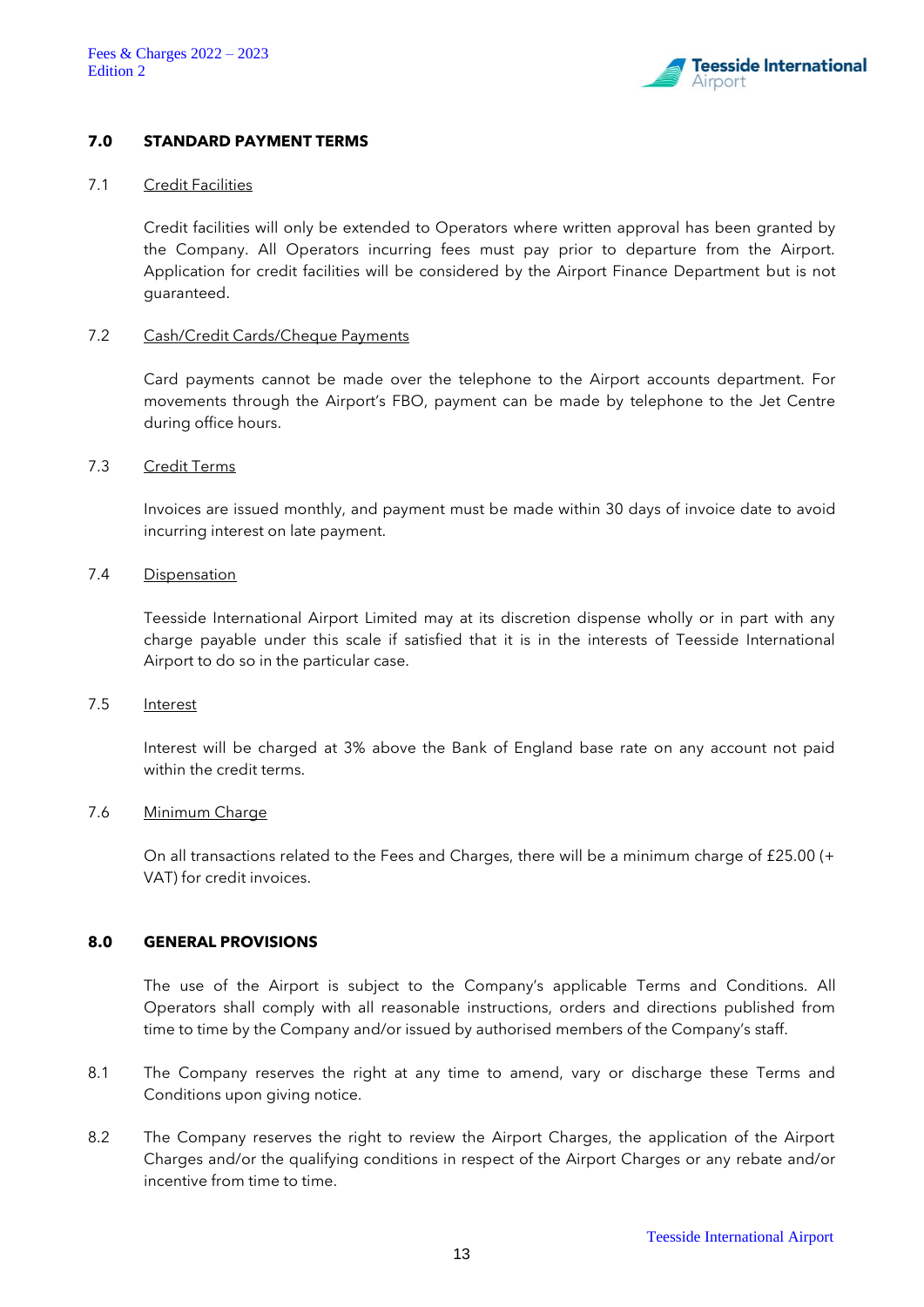## 7.0 STANDARD PAYMENT TERMS

### 7.1 Credit Facilities

Credit facilities will only be extended to Operators where written approval has been granted by the Company. All Operators incurring fees must pay prior to departure from the Airport. Application for credit facilities will be considered by the Airport Finance Department but is not guaranteed.

### 7.2 Cash/Credit Cards/Cheque Payments

Card payments cannot be made over the telephone to the Airport accounts department. For movements through the Airport's FBO, payment can be made by telephone to the Jet Centre during office hours.

### 7.3 Credit Terms

Invoices are issued monthly, and payment must be made within 30 days of invoice date to avoid incurring interest on late payment.

### 7.4 Dispensation

Teesside International Airport Limited may at its discretion dispense wholly or in part with any charge payable under this scale if satisfied that it is in the interests of Teesside International Airport to do so in the particular case.

### 7.5 Interest

Interest will be charged at 3% above the Bank of England base rate on any account not paid within the credit terms.

### 7.6 Minimum Charge

On all transactions related to the Fees and Charges, there will be a minimum charge of £25.00 (+ VAT) for credit invoices.

## 8.0 GENERAL PROVISIONS

The use of the Airport is subject to the Company's applicable Terms and Conditions. All Operators shall comply with all reasonable instructions, orders and directions published from time to time by the Company and/or issued by authorised members of the Company's staff.

8.1 The Company reserves the right at any time to amend, vary or discharge these Terms and Conditions upon giving notice.

8.2 The Company reserves the right to review the Airport Charges, the application of the Airport Charges and/or the qualifying conditions in respect of the Airport Charges or any rebate and/or incentive from time to time.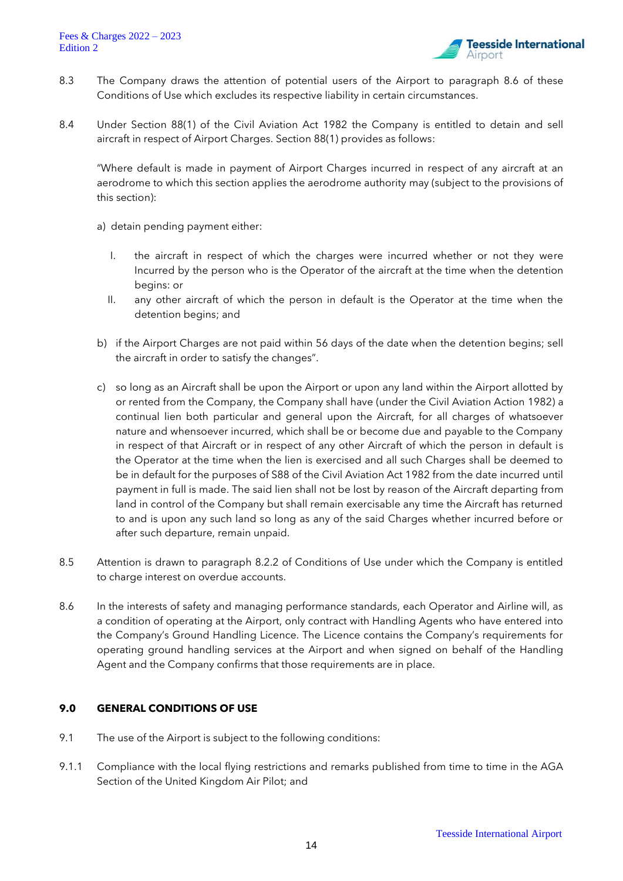8.3 The Company draws the attention of potential users of the Airport to paragraph 8.6 of these Conditions of Use which excludes its respective liability in certain circumstances.

8.4 Under Section 88(1) of the Civil Aviation Act 1982 the Company is entitled to detain and sell aircraft in respect of Airport Charges. Section 88(1) provides as follows:

"Where default is made in payment of Airport Charges incurred in respect of any aircraft at an aerodrome to which this section applies the aerodrome authority may (subject to the provisions of this section):

a) detain pending payment either:

   I. the aircraft in respect of which the charges were incurred whether or not they were Incurred by the person who is the Operator of the aircraft at the time when the detention begins: or
   II. any other aircraft of which the person in default is the Operator at the time when the detention begins; and

b) if the Airport Charges are not paid within 56 days of the date when the detention begins; sell the aircraft in order to satisfy the changes".

c) so long as an Aircraft shall be upon the Airport or upon any land within the Airport allotted by or rented from the Company, the Company shall have (under the Civil Aviation Action 1982) a continual lien both particular and general upon the Aircraft, for all charges of whatsoever nature and whensoever incurred, which shall be or become due and payable to the Company in respect of that Aircraft or in respect of any other Aircraft of which the person in default is the Operator at the time when the lien is exercised and all such Charges shall be deemed to be in default for the purposes of S88 of the Civil Aviation Act 1982 from the date incurred until payment in full is made. The said lien shall not be lost by reason of the Aircraft departing from land in control of the Company but shall remain exercisable any time the Aircraft has returned to and is upon any such land so long as any of the said Charges whether incurred before or after such departure, remain unpaid.

8.5 Attention is drawn to paragraph 8.2.2 of Conditions of Use under which the Company is entitled to charge interest on overdue accounts.

8.6 In the interests of safety and managing performance standards, each Operator and Airline will, as a condition of operating at the Airport, only contract with Handling Agents who have entered into the Company's Ground Handling Licence. The Licence contains the Company's requirements for operating ground handling services at the Airport and when signed on behalf of the Handling Agent and the Company confirms that those requirements are in place.

## 9.0 GENERAL CONDITIONS OF USE

9.1 The use of the Airport is subject to the following conditions:

9.1.1 Compliance with the local flying restrictions and remarks published from time to time in the AGA Section of the United Kingdom Air Pilot; and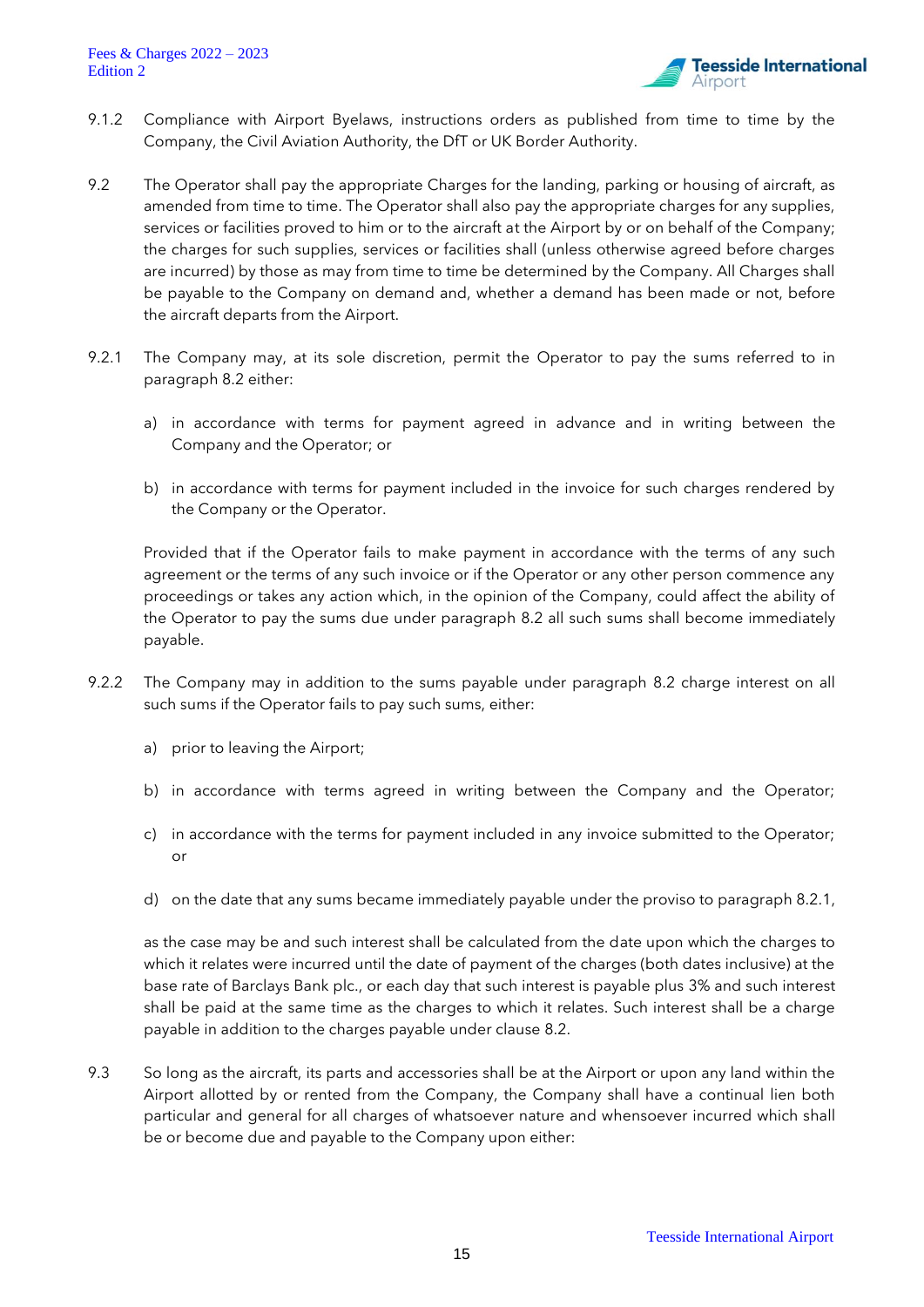9.1.2 Compliance with Airport Byelaws, instructions orders as published from time to time by the Company, the Civil Aviation Authority, the DfT or UK Border Authority.

9.2 The Operator shall pay the appropriate Charges for the landing, parking or housing of aircraft, as amended from time to time. The Operator shall also pay the appropriate charges for any supplies, services or facilities proved to him or to the aircraft at the Airport by or on behalf of the Company; the charges for such supplies, services or facilities shall (unless otherwise agreed before charges are incurred) by those as may from time to time be determined by the Company. All Charges shall be payable to the Company on demand and, whether a demand has been made or not, before the aircraft departs from the Airport.

9.2.1 The Company may, at its sole discretion, permit the Operator to pay the sums referred to in paragraph 8.2 either:

a) in accordance with terms for payment agreed in advance and in writing between the Company and the Operator; or

b) in accordance with terms for payment included in the invoice for such charges rendered by the Company or the Operator.

Provided that if the Operator fails to make payment in accordance with the terms of any such agreement or the terms of any such invoice or if the Operator or any other person commence any proceedings or takes any action which, in the opinion of the Company, could affect the ability of the Operator to pay the sums due under paragraph 8.2 all such sums shall become immediately payable.

9.2.2 The Company may in addition to the sums payable under paragraph 8.2 charge interest on all such sums if the Operator fails to pay such sums, either:

a) prior to leaving the Airport;

b) in accordance with terms agreed in writing between the Company and the Operator;

c) in accordance with the terms for payment included in any invoice submitted to the Operator; or

d) on the date that any sums became immediately payable under the proviso to paragraph 8.2.1,

as the case may be and such interest shall be calculated from the date upon which the charges to which it relates were incurred until the date of payment of the charges (both dates inclusive) at the base rate of Barclays Bank plc., or each day that such interest is payable plus 3% and such interest shall be paid at the same time as the charges to which it relates. Such interest shall be a charge payable in addition to the charges payable under clause 8.2.

9.3 So long as the aircraft, its parts and accessories shall be at the Airport or upon any land within the Airport allotted by or rented from the Company, the Company shall have a continual lien both particular and general for all charges of whatsoever nature and whensoever incurred which shall be or become due and payable to the Company upon either: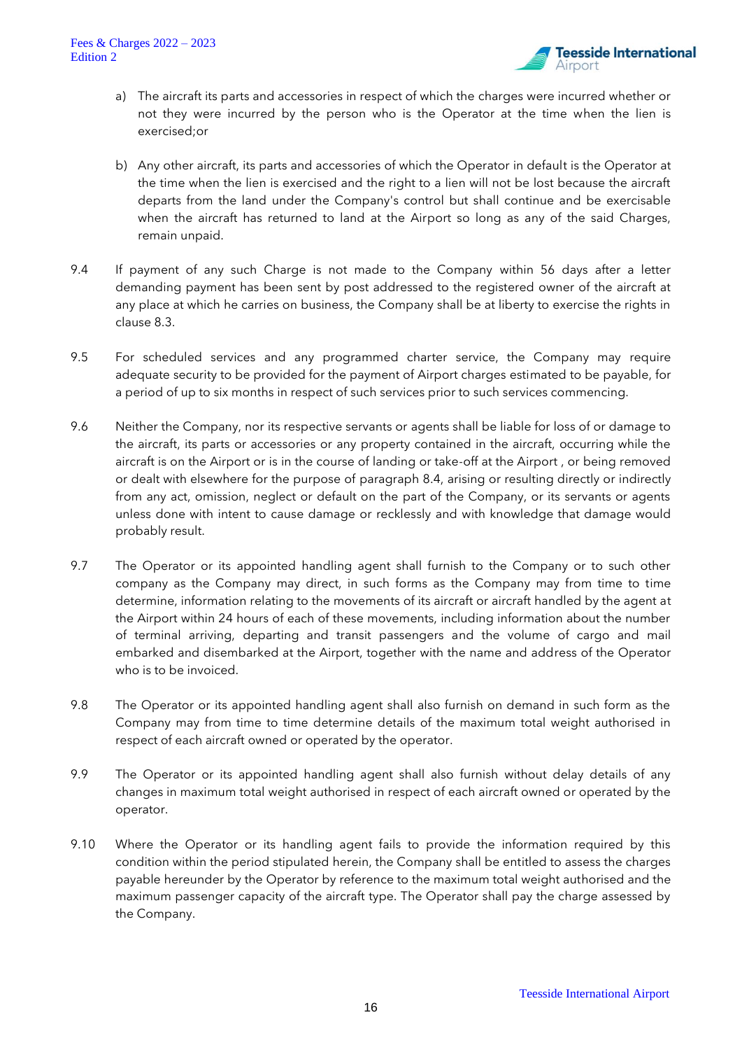a) The aircraft its parts and accessories in respect of which the charges were incurred whether or not they were incurred by the person who is the Operator at the time when the lien is exercised;or

b) Any other aircraft, its parts and accessories of which the Operator in default is the Operator at the time when the lien is exercised and the right to a lien will not be lost because the aircraft departs from the land under the Company's control but shall continue and be exercisable when the aircraft has returned to land at the Airport so long as any of the said Charges, remain unpaid.

9.4 If payment of any such Charge is not made to the Company within 56 days after a letter demanding payment has been sent by post addressed to the registered owner of the aircraft at any place at which he carries on business, the Company shall be at liberty to exercise the rights in clause 8.3.

9.5 For scheduled services and any programmed charter service, the Company may require adequate security to be provided for the payment of Airport charges estimated to be payable, for a period of up to six months in respect of such services prior to such services commencing.

9.6 Neither the Company, nor its respective servants or agents shall be liable for loss of or damage to the aircraft, its parts or accessories or any property contained in the aircraft, occurring while the aircraft is on the Airport or is in the course of landing or take-off at the Airport , or being removed or dealt with elsewhere for the purpose of paragraph 8.4, arising or resulting directly or indirectly from any act, omission, neglect or default on the part of the Company, or its servants or agents unless done with intent to cause damage or recklessly and with knowledge that damage would probably result.

9.7 The Operator or its appointed handling agent shall furnish to the Company or to such other company as the Company may direct, in such forms as the Company may from time to time determine, information relating to the movements of its aircraft or aircraft handled by the agent at the Airport within 24 hours of each of these movements, including information about the number of terminal arriving, departing and transit passengers and the volume of cargo and mail embarked and disembarked at the Airport, together with the name and address of the Operator who is to be invoiced.

9.8 The Operator or its appointed handling agent shall also furnish on demand in such form as the Company may from time to time determine details of the maximum total weight authorised in respect of each aircraft owned or operated by the operator.

9.9 The Operator or its appointed handling agent shall also furnish without delay details of any changes in maximum total weight authorised in respect of each aircraft owned or operated by the operator.

9.10 Where the Operator or its handling agent fails to provide the information required by this condition within the period stipulated herein, the Company shall be entitled to assess the charges payable hereunder by the Operator by reference to the maximum total weight authorised and the maximum passenger capacity of the aircraft type. The Operator shall pay the charge assessed by the Company.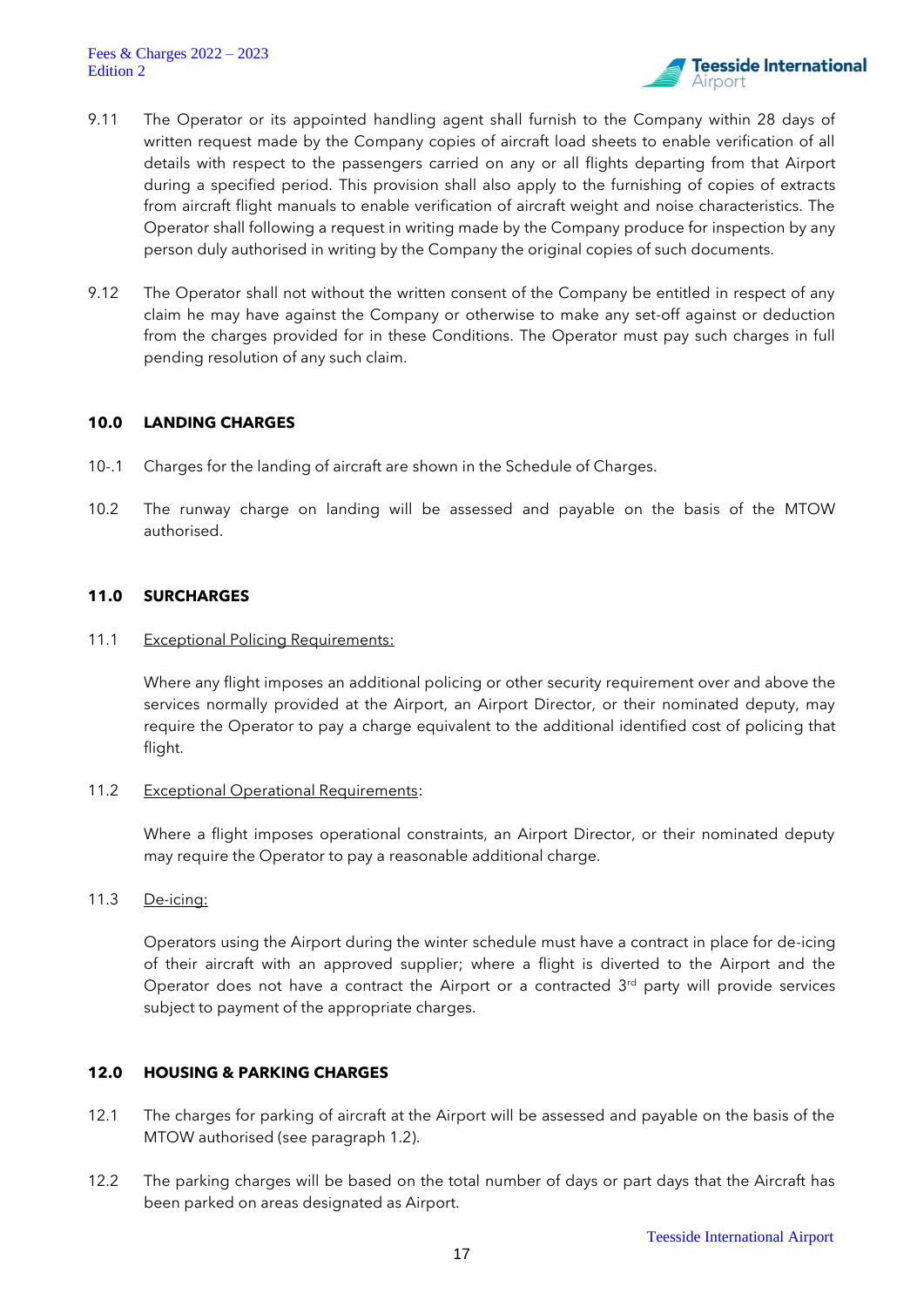9.11 The Operator or its appointed handling agent shall furnish to the Company within 28 days of written request made by the Company copies of aircraft load sheets to enable verification of all details with respect to the passengers carried on any or all flights departing from that Airport during a specified period. This provision shall also apply to the furnishing of copies of extracts from aircraft flight manuals to enable verification of aircraft weight and noise characteristics. The Operator shall following a request in writing made by the Company produce for inspection by any person duly authorised in writing by the Company the original copies of such documents.

9.12 The Operator shall not without the written consent of the Company be entitled in respect of any claim he may have against the Company or otherwise to make any set-off against or deduction from the charges provided for in these Conditions. The Operator must pay such charges in full pending resolution of any such claim.

## 10.0 LANDING CHARGES

10-.1 Charges for the landing of aircraft are shown in the Schedule of Charges.

10.2 The runway charge on landing will be assessed and payable on the basis of the MTOW authorised.

## 11.0 SURCHARGES

11.1 Exceptional Policing Requirements:

Where any flight imposes an additional policing or other security requirement over and above the services normally provided at the Airport, an Airport Director, or their nominated deputy, may require the Operator to pay a charge equivalent to the additional identified cost of policing that flight.

11.2 Exceptional Operational Requirements:

Where a flight imposes operational constraints, an Airport Director, or their nominated deputy may require the Operator to pay a reasonable additional charge.

11.3 De-icing:

Operators using the Airport during the winter schedule must have a contract in place for de-icing of their aircraft with an approved supplier; where a flight is diverted to the Airport and the Operator does not have a contract the Airport or a contracted 3rd party will provide services subject to payment of the appropriate charges.

## 12.0 HOUSING & PARKING CHARGES

12.1 The charges for parking of aircraft at the Airport will be assessed and payable on the basis of the MTOW authorised (see paragraph 1.2).

12.2 The parking charges will be based on the total number of days or part days that the Aircraft has been parked on areas designated as Airport.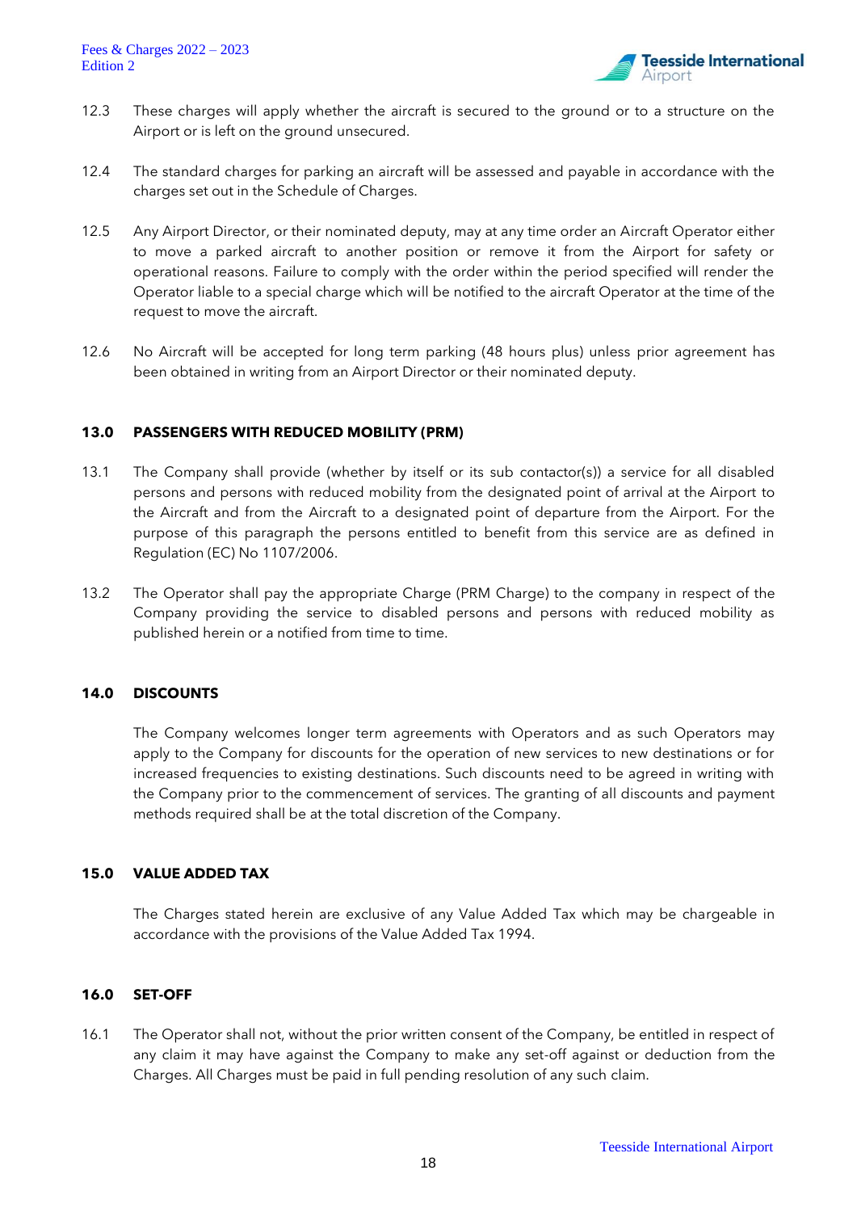12.3 These charges will apply whether the aircraft is secured to the ground or to a structure on the Airport or is left on the ground unsecured.

12.4 The standard charges for parking an aircraft will be assessed and payable in accordance with the charges set out in the Schedule of Charges.

12.5 Any Airport Director, or their nominated deputy, may at any time order an Aircraft Operator either to move a parked aircraft to another position or remove it from the Airport for safety or operational reasons. Failure to comply with the order within the period specified will render the Operator liable to a special charge which will be notified to the aircraft Operator at the time of the request to move the aircraft.

12.6 No Aircraft will be accepted for long term parking (48 hours plus) unless prior agreement has been obtained in writing from an Airport Director or their nominated deputy.

## 13.0 PASSENGERS WITH REDUCED MOBILITY (PRM)

13.1 The Company shall provide (whether by itself or its sub contactor(s)) a service for all disabled persons and persons with reduced mobility from the designated point of arrival at the Airport to the Aircraft and from the Aircraft to a designated point of departure from the Airport. For the purpose of this paragraph the persons entitled to benefit from this service are as defined in Regulation (EC) No 1107/2006.

13.2 The Operator shall pay the appropriate Charge (PRM Charge) to the company in respect of the Company providing the service to disabled persons and persons with reduced mobility as published herein or a notified from time to time.

## 14.0 DISCOUNTS

The Company welcomes longer term agreements with Operators and as such Operators may apply to the Company for discounts for the operation of new services to new destinations or for increased frequencies to existing destinations. Such discounts need to be agreed in writing with the Company prior to the commencement of services. The granting of all discounts and payment methods required shall be at the total discretion of the Company.

## 15.0 VALUE ADDED TAX

The Charges stated herein are exclusive of any Value Added Tax which may be chargeable in accordance with the provisions of the Value Added Tax 1994.

## 16.0 SET-OFF

16.1 The Operator shall not, without the prior written consent of the Company, be entitled in respect of any claim it may have against the Company to make any set-off against or deduction from the Charges. All Charges must be paid in full pending resolution of any such claim.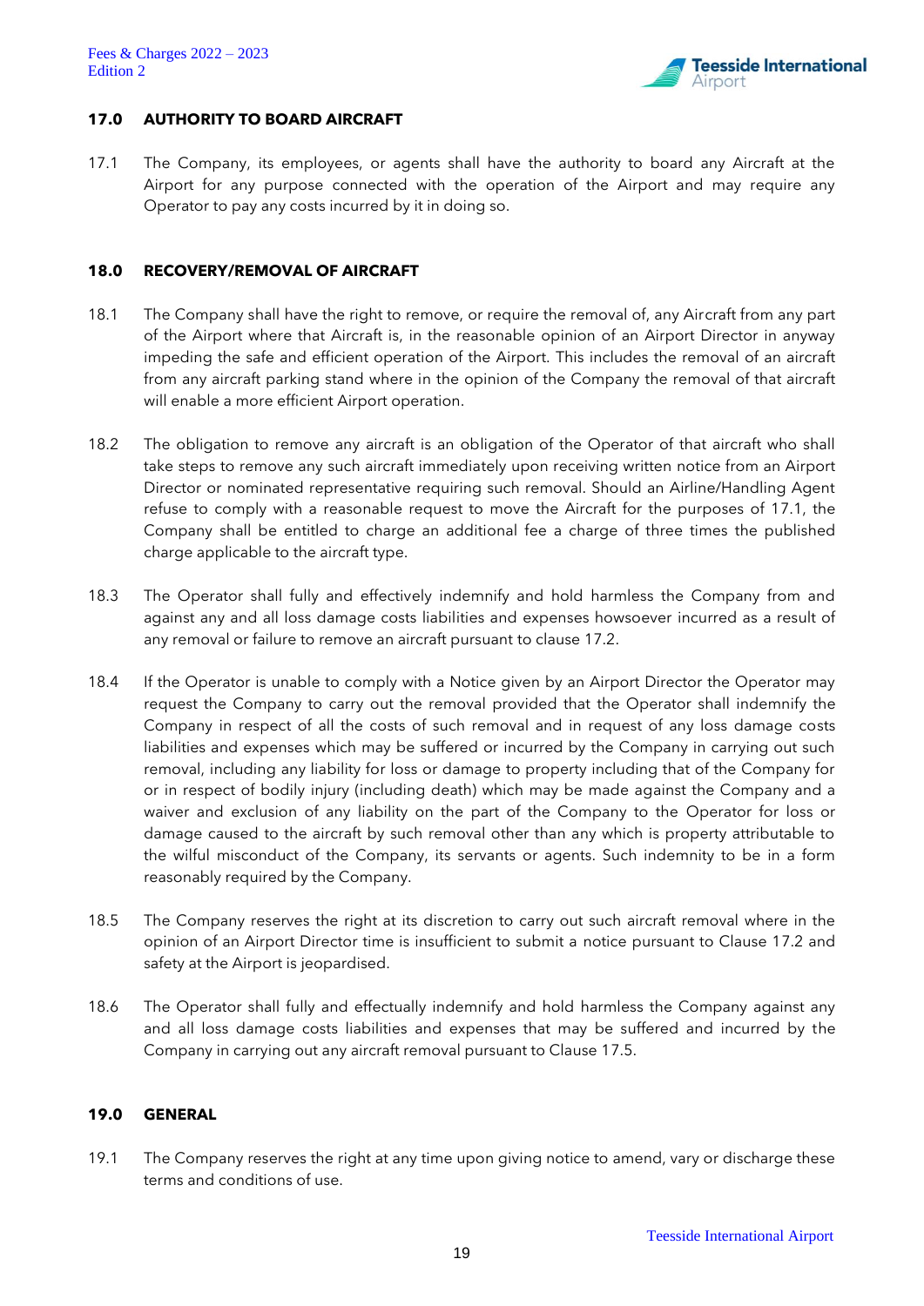## 17.0 AUTHORITY TO BOARD AIRCRAFT

17.1 The Company, its employees, or agents shall have the authority to board any Aircraft at the Airport for any purpose connected with the operation of the Airport and may require any Operator to pay any costs incurred by it in doing so.

## 18.0 RECOVERY/REMOVAL OF AIRCRAFT

18.1 The Company shall have the right to remove, or require the removal of, any Aircraft from any part of the Airport where that Aircraft is, in the reasonable opinion of an Airport Director in anyway impeding the safe and efficient operation of the Airport. This includes the removal of an aircraft from any aircraft parking stand where in the opinion of the Company the removal of that aircraft will enable a more efficient Airport operation.

18.2 The obligation to remove any aircraft is an obligation of the Operator of that aircraft who shall take steps to remove any such aircraft immediately upon receiving written notice from an Airport Director or nominated representative requiring such removal. Should an Airline/Handling Agent refuse to comply with a reasonable request to move the Aircraft for the purposes of 17.1, the Company shall be entitled to charge an additional fee a charge of three times the published charge applicable to the aircraft type.

18.3 The Operator shall fully and effectively indemnify and hold harmless the Company from and against any and all loss damage costs liabilities and expenses howsoever incurred as a result of any removal or failure to remove an aircraft pursuant to clause 17.2.

18.4 If the Operator is unable to comply with a Notice given by an Airport Director the Operator may request the Company to carry out the removal provided that the Operator shall indemnify the Company in respect of all the costs of such removal and in request of any loss damage costs liabilities and expenses which may be suffered or incurred by the Company in carrying out such removal, including any liability for loss or damage to property including that of the Company for or in respect of bodily injury (including death) which may be made against the Company and a waiver and exclusion of any liability on the part of the Company to the Operator for loss or damage caused to the aircraft by such removal other than any which is property attributable to the wilful misconduct of the Company, its servants or agents. Such indemnity to be in a form reasonably required by the Company.

18.5 The Company reserves the right at its discretion to carry out such aircraft removal where in the opinion of an Airport Director time is insufficient to submit a notice pursuant to Clause 17.2 and safety at the Airport is jeopardised.

18.6 The Operator shall fully and effectually indemnify and hold harmless the Company against any and all loss damage costs liabilities and expenses that may be suffered and incurred by the Company in carrying out any aircraft removal pursuant to Clause 17.5.

## 19.0 GENERAL

19.1 The Company reserves the right at any time upon giving notice to amend, vary or discharge these terms and conditions of use.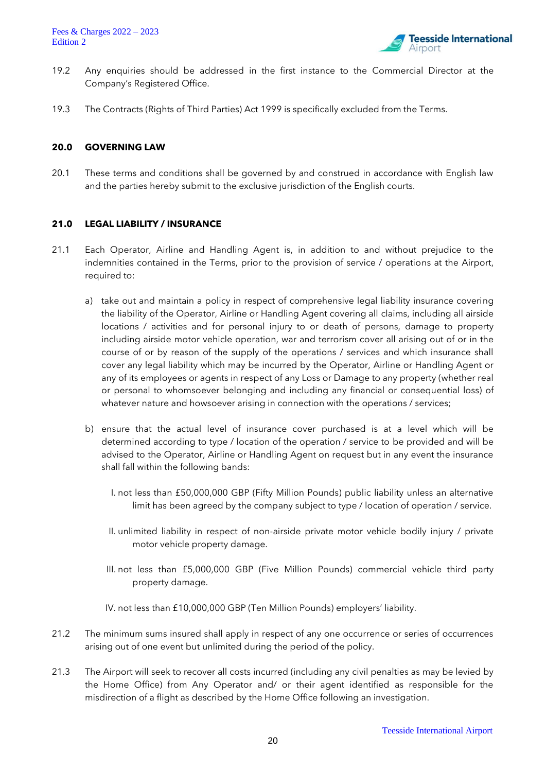19.2 Any enquiries should be addressed in the first instance to the Commercial Director at the Company's Registered Office.

19.3 The Contracts (Rights of Third Parties) Act 1999 is specifically excluded from the Terms.

## 20.0 GOVERNING LAW

20.1 These terms and conditions shall be governed by and construed in accordance with English law and the parties hereby submit to the exclusive jurisdiction of the English courts.

## 21.0 LEGAL LIABILITY / INSURANCE

21.1 Each Operator, Airline and Handling Agent is, in addition to and without prejudice to the indemnities contained in the Terms, prior to the provision of service / operations at the Airport, required to:

a) take out and maintain a policy in respect of comprehensive legal liability insurance covering the liability of the Operator, Airline or Handling Agent covering all claims, including all airside locations / activities and for personal injury to or death of persons, damage to property including airside motor vehicle operation, war and terrorism cover all arising out of or in the course of or by reason of the supply of the operations / services and which insurance shall cover any legal liability which may be incurred by the Operator, Airline or Handling Agent or any of its employees or agents in respect of any Loss or Damage to any property (whether real or personal to whomsoever belonging and including any financial or consequential loss) of whatever nature and howsoever arising in connection with the operations / services;

b) ensure that the actual level of insurance cover purchased is at a level which will be determined according to type / location of the operation / service to be provided and will be advised to the Operator, Airline or Handling Agent on request but in any event the insurance shall fall within the following bands:

I. not less than £50,000,000 GBP (Fifty Million Pounds) public liability unless an alternative limit has been agreed by the company subject to type / location of operation / service.

II. unlimited liability in respect of non-airside private motor vehicle bodily injury / private motor vehicle property damage.

III. not less than £5,000,000 GBP (Five Million Pounds) commercial vehicle third party property damage.

IV. not less than £10,000,000 GBP (Ten Million Pounds) employers' liability.

21.2 The minimum sums insured shall apply in respect of any one occurrence or series of occurrences arising out of one event but unlimited during the period of the policy.

21.3 The Airport will seek to recover all costs incurred (including any civil penalties as may be levied by the Home Office) from Any Operator and/ or their agent identified as responsible for the misdirection of a flight as described by the Home Office following an investigation.